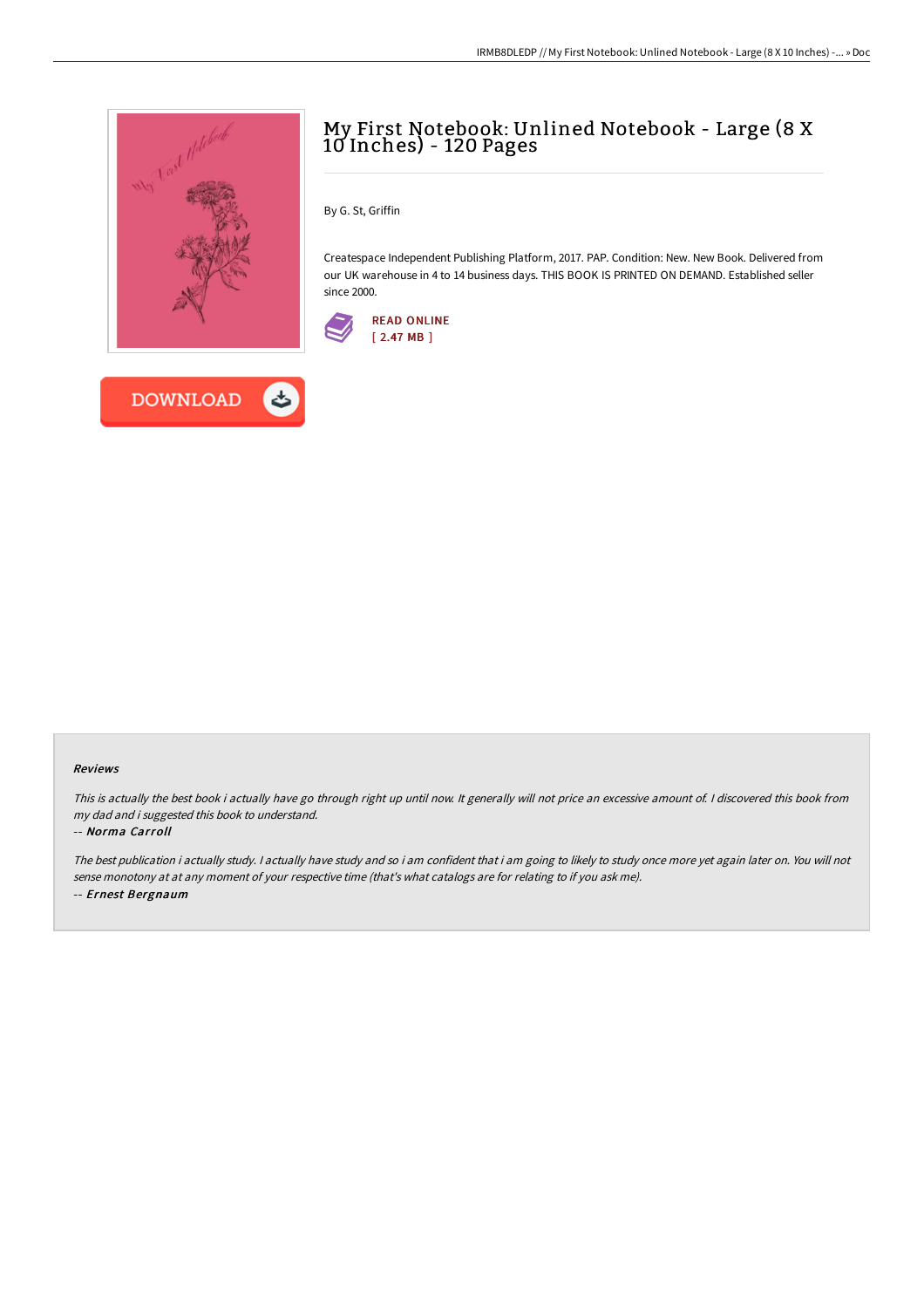# My First Notebook: Unlined Notebook - Large (8 X 10 Inches) - 120 Pages

By G. St, Griffin

Createspace Independent Publishing Platform, 2017. PAP. Condition: New. New Book. Delivered from our UK warehouse in 4 to 14 business days. THIS BOOK IS PRINTED ON DEMAND. Established seller since 2000.

READ ONLINE
[ 2.47 MB ]

DOWNLOAD

### Reviews

*This is actually the best book i actually have go through right up until now. It generally will not price an excessive amount of. I discovered this book from my dad and i suggested this book to understand.*

-- *Norma Carroll*

*The best publication i actually study. I actually have study and so i am confident that i am going to likely to study once more yet again later on. You will not sense monotony at at any moment of your respective time (that's what catalogs are for relating to if you ask me).*

-- *Ernest Bergnaum*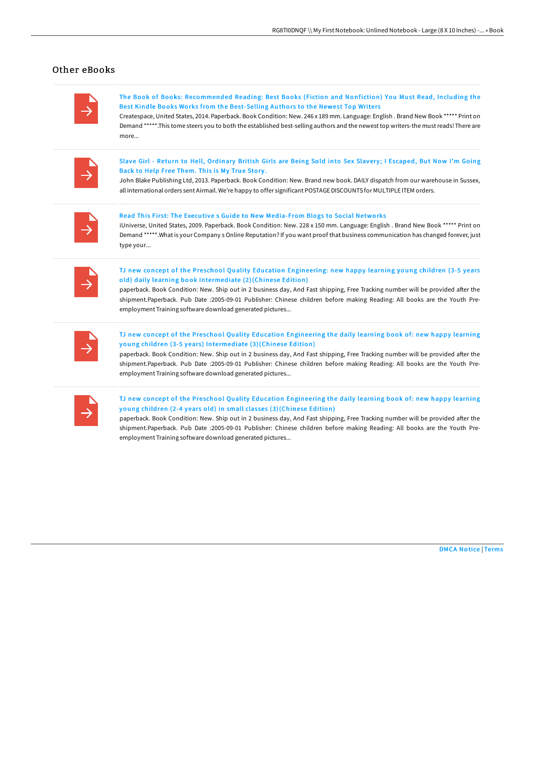## Other eBooks

**The Book of Books: Recommended Reading: Best Books (Fiction and Nonfiction) You Must Read, Including the Best Kindle Books Works from the Best-Selling Authors to the Newest Top Writers**

Createspace, United States, 2014. Paperback. Book Condition: New. 246 x 189 mm. Language: English . Brand New Book ***** Print on Demand *****.This tome steers you to both the established best-selling authors and the newest top writers-the must reads! There are more...

**Slave Girl - Return to Hell, Ordinary British Girls are Being Sold into Sex Slavery; I Escaped, But Now I'm Going Back to Help Free Them. This is My True Story.**

John Blake Publishing Ltd, 2013. Paperback. Book Condition: New. Brand new book. DAILY dispatch from our warehouse in Sussex, all international orders sent Airmail. We're happy to offer significant POSTAGE DISCOUNTS for MULTIPLE ITEM orders.

**Read This First: The Executive s Guide to New Media-From Blogs to Social Networks**

iUniverse, United States, 2009. Paperback. Book Condition: New. 228 x 150 mm. Language: English . Brand New Book ***** Print on Demand *****.What is your Company s Online Reputation? If you want proof that business communication has changed forever, just type your...

**TJ new concept of the Preschool Quality Education Engineering: new happy learning young children (3-5 years old) daily learning book Intermediate (2)(Chinese Edition)**

paperback. Book Condition: New. Ship out in 2 business day, And Fast shipping, Free Tracking number will be provided after the shipment.Paperback. Pub Date :2005-09-01 Publisher: Chinese children before making Reading: All books are the Youth Pre-employment Training software download generated pictures...

**TJ new concept of the Preschool Quality Education Engineering the daily learning book of: new happy learning young children (3-5 years) Intermediate (3)(Chinese Edition)**

paperback. Book Condition: New. Ship out in 2 business day, And Fast shipping, Free Tracking number will be provided after the shipment.Paperback. Pub Date :2005-09-01 Publisher: Chinese children before making Reading: All books are the Youth Pre-employment Training software download generated pictures...

**TJ new concept of the Preschool Quality Education Engineering the daily learning book of: new happy learning young children (2-4 years old) in small classes (3)(Chinese Edition)**

paperback. Book Condition: New. Ship out in 2 business day, And Fast shipping, Free Tracking number will be provided after the shipment.Paperback. Pub Date :2005-09-01 Publisher: Chinese children before making Reading: All books are the Youth Pre-employment Training software download generated pictures...